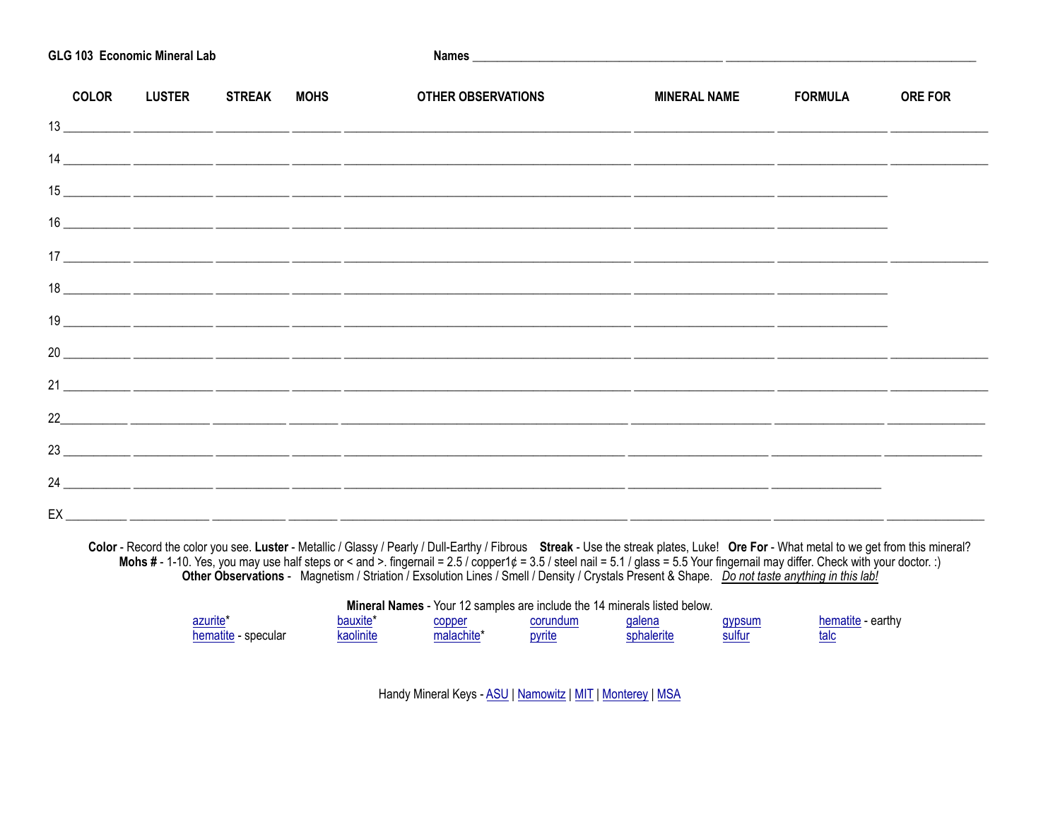**GLG 103 Economic Mineral Lab**

**Names** ________________________ ________________________

| | COLOR | LUSTER | STREAK | MOHS | OTHER OBSERVATIONS | MINERAL NAME | FORMULA | ORE FOR |
|---|---|---|---|---|---|---|---|---|
| 13 | | | | | | | | |
| 14 | | | | | | | | |
| 15 | | | | | | | | |
| 16 | | | | | | | | |
| 17 | | | | | | | | |
| 18 | | | | | | | | |
| 19 | | | | | | | | |
| 20 | | | | | | | | |
| 21 | | | | | | | | |
| 22 | | | | | | | | |
| 23 | | | | | | | | |
| 24 | | | | | | | | |
| EX | | | | | | | | |

**Color** - Record the color you see. **Luster** - Metallic / Glassy / Pearly / Dull-Earthy / Fibrous **Streak** - Use the streak plates, Luke! **Ore For** - What metal to we get from this mineral?
**Mohs #** - 1-10. Yes, you may use half steps or < and >. fingernail = 2.5 / copper1¢ = 3.5 / steel nail = 5.1 / glass = 5.5 Your fingernail may differ. Check with your doctor. :)
**Other Observations** - Magnetism / Striation / Exsolution Lines / Smell / Density / Crystals Present & Shape. *Do not taste anything in this lab!*

**Mineral Names** - Your 12 samples are include the 14 minerals listed below.

| | | | | | | |
|---|---|---|---|---|---|---|
| azurite* | bauxite* | copper | corundum | galena | gypsum | hematite - earthy |
| hematite - specular | kaolinite | malachite* | pyrite | sphalerite | sulfur | talc |

Handy Mineral Keys - ASU | Namowitz | MIT | Monterey | MSA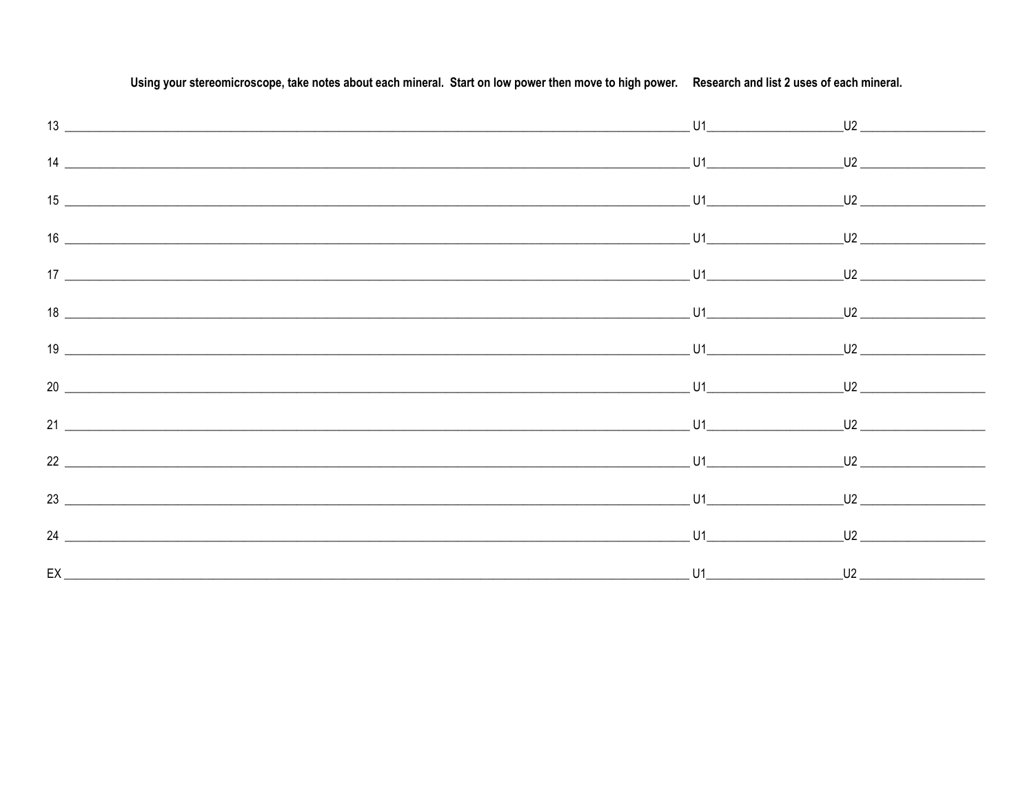**Using your stereomicroscope, take notes about each mineral. Start on low power then move to high power.** **Research and list 2 uses of each mineral.**

13 ____________________________________________ U1__________________ U2 __________________

14 ____________________________________________ U1__________________ U2 __________________

15 ____________________________________________ U1__________________ U2 __________________

16 ____________________________________________ U1__________________ U2 __________________

17 ____________________________________________ U1__________________ U2 __________________

18 ____________________________________________ U1__________________ U2 __________________

19 ____________________________________________ U1__________________ U2 __________________

20 ____________________________________________ U1__________________ U2 __________________

21 ____________________________________________ U1__________________ U2 __________________

22 ____________________________________________ U1__________________ U2 __________________

23 ____________________________________________ U1__________________ U2 __________________

24 ____________________________________________ U1__________________ U2 __________________

EX ____________________________________________ U1__________________ U2 __________________